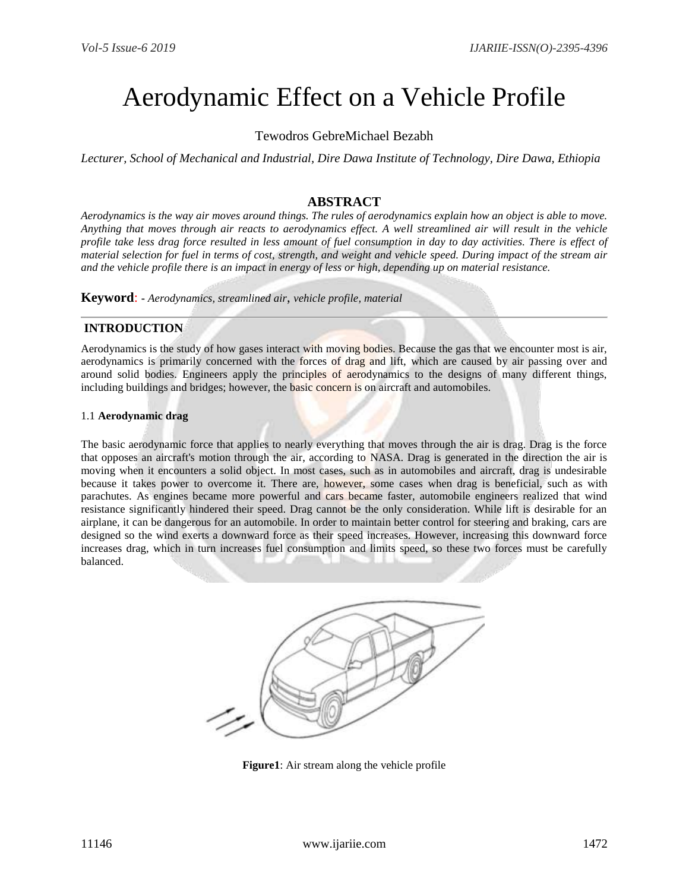# Aerodynamic Effect on a Vehicle Profile

Tewodros GebreMichael Bezabh

*Lecturer, School of Mechanical and Industrial, Dire Dawa Institute of Technology, Dire Dawa, Ethiopia*

## ABSTRACT

*Aerodynamics is the way air moves around things. The rules of aerodynamics explain how an object is able to move. Anything that moves through air reacts to aerodynamics effect. A well streamlined air will result in the vehicle profile take less drag force resulted in less amount of fuel consumption in day to day activities. There is effect of material selection for fuel in terms of cost, strength, and weight and vehicle speed. During impact of the stream air and the vehicle profile there is an impact in energy of less or high, depending up on material resistance.*

**Keyword**: - *Aerodynamics, streamlined air, vehicle profile, material*

## INTRODUCTION

Aerodynamics is the study of how gases interact with moving bodies. Because the gas that we encounter most is air, aerodynamics is primarily concerned with the forces of drag and lift, which are caused by air passing over and around solid bodies. Engineers apply the principles of aerodynamics to the designs of many different things, including buildings and bridges; however, the basic concern is on aircraft and automobiles.

### 1.1 **Aerodynamic drag**

The basic aerodynamic force that applies to nearly everything that moves through the air is drag. Drag is the force that opposes an aircraft's motion through the air, according to NASA. Drag is generated in the direction the air is moving when it encounters a solid object. In most cases, such as in automobiles and aircraft, drag is undesirable because it takes power to overcome it. There are, however, some cases when drag is beneficial, such as with parachutes. As engines became more powerful and cars became faster, automobile engineers realized that wind resistance significantly hindered their speed. Drag cannot be the only consideration. While lift is desirable for an airplane, it can be dangerous for an automobile. In order to maintain better control for steering and braking, cars are designed so the wind exerts a downward force as their speed increases. However, increasing this downward force increases drag, which in turn increases fuel consumption and limits speed, so these two forces must be carefully balanced.

**Figure1**: Air stream along the vehicle profile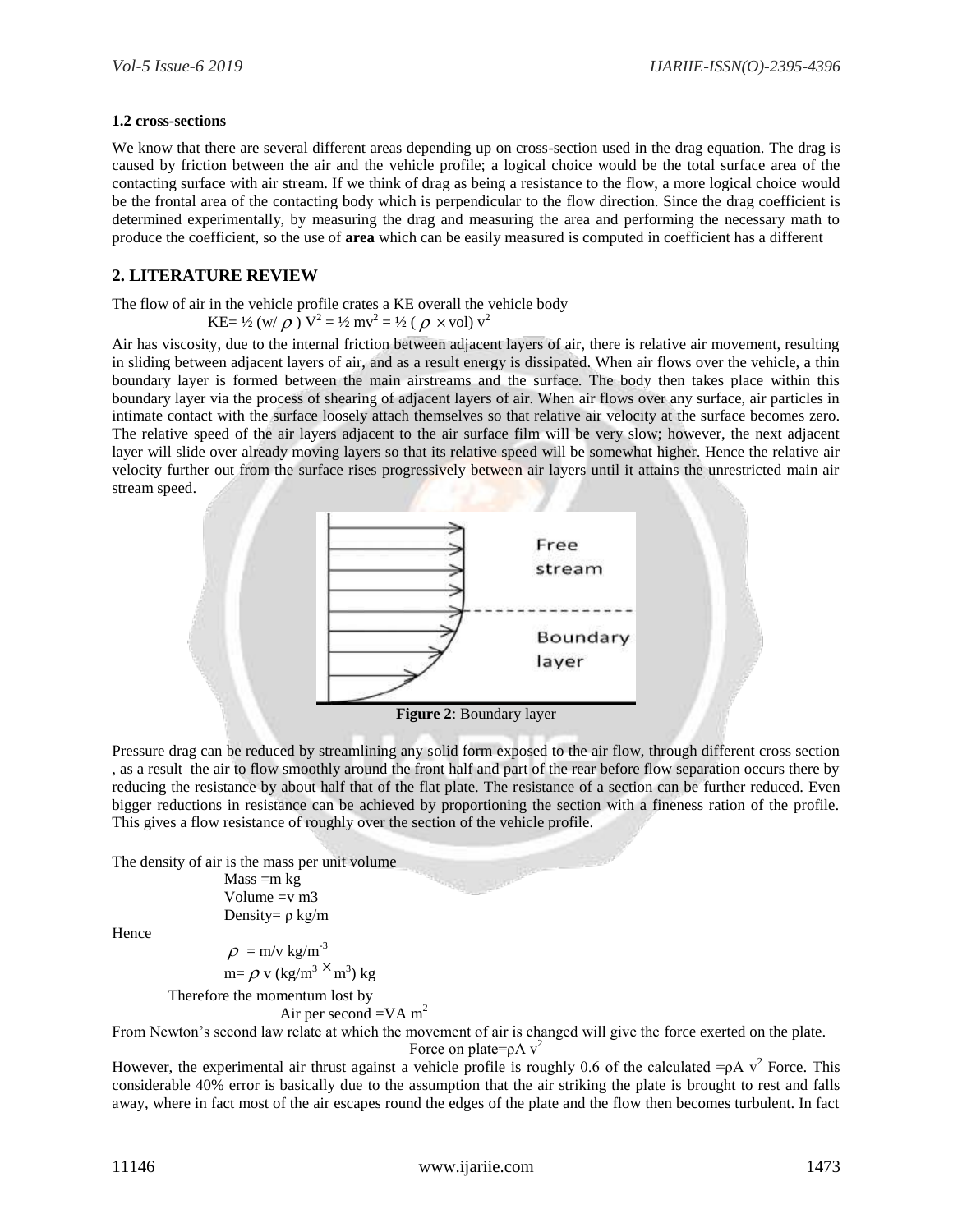**1.2 cross-sections**

We know that there are several different areas depending up on cross-section used in the drag equation. The drag is caused by friction between the air and the vehicle profile; a logical choice would be the total surface area of the contacting surface with air stream. If we think of drag as being a resistance to the flow, a more logical choice would be the frontal area of the contacting body which is perpendicular to the flow direction. Since the drag coefficient is determined experimentally, by measuring the drag and measuring the area and performing the necessary math to produce the coefficient, so the use of **area** which can be easily measured is computed in coefficient has a different

## 2. LITERATURE REVIEW

The flow of air in the vehicle profile crates a KE overall the vehicle body

$$KE= ½ (w/ \rho ) V^2 = ½ mv^2 = ½ ( \rho \times vol) v^2$$

Air has viscosity, due to the internal friction between adjacent layers of air, there is relative air movement, resulting in sliding between adjacent layers of air, and as a result energy is dissipated. When air flows over the vehicle, a thin boundary layer is formed between the main airstreams and the surface. The body then takes place within this boundary layer via the process of shearing of adjacent layers of air. When air flows over any surface, air particles in intimate contact with the surface loosely attach themselves so that relative air velocity at the surface becomes zero. The relative speed of the air layers adjacent to the air surface film will be very slow; however, the next adjacent layer will slide over already moving layers so that its relative speed will be somewhat higher. Hence the relative air velocity further out from the surface rises progressively between air layers until it attains the unrestricted main air stream speed.

**Figure 2**: Boundary layer

Pressure drag can be reduced by streamlining any solid form exposed to the air flow, through different cross section , as a result the air to flow smoothly around the front half and part of the rear before flow separation occurs there by reducing the resistance by about half that of the flat plate. The resistance of a section can be further reduced. Even bigger reductions in resistance can be achieved by proportioning the section with a fineness ration of the profile. This gives a flow resistance of roughly over the section of the vehicle profile.

The density of air is the mass per unit volume

Mass =m kg

Volume =v m3

Density= ρ kg/m

Hence

$$\rho = m/v \ kg/m^{-3}$$

$$m= \rho \ v \ (kg/m^3 \times m^3) \ kg$$

Therefore the momentum lost by

Air per second =VA $m^2$

From Newton's second law relate at which the movement of air is changed will give the force exerted on the plate.

Force on plate=$\rho A \ v^2$

However, the experimental air thrust against a vehicle profile is roughly 0.6 of the calculated =$\rho A \ v^2$ Force. This considerable 40% error is basically due to the assumption that the air striking the plate is brought to rest and falls away, where in fact most of the air escapes round the edges of the plate and the flow then becomes turbulent. In fact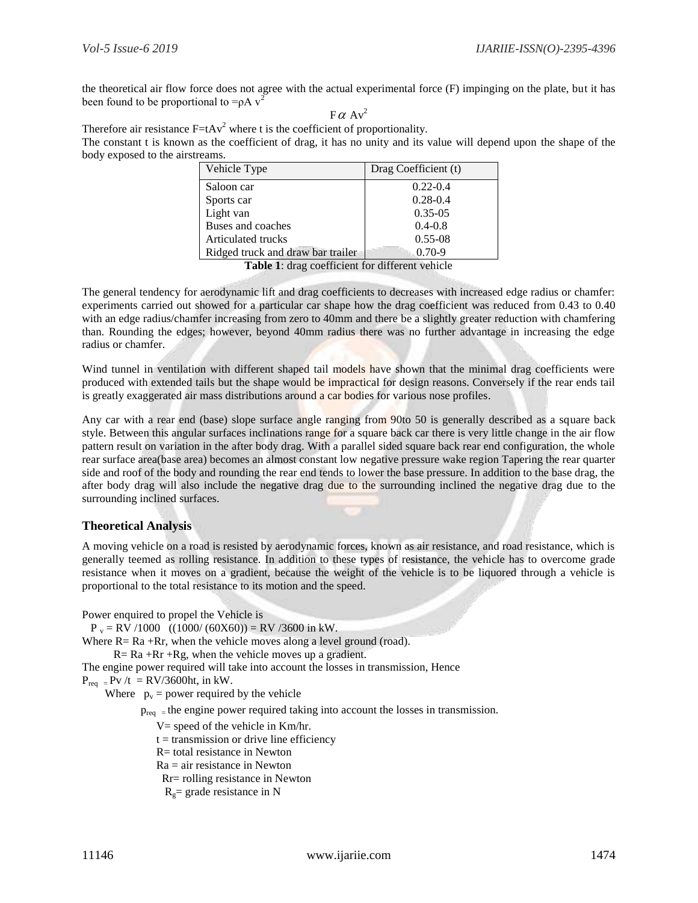the theoretical air flow force does not agree with the actual experimental force (F) impinging on the plate, but it has been found to be proportional to $=\rho A\ v^2$

$$F \alpha \ Av^2$$

Therefore air resistance $F=tAv^2$ where t is the coefficient of proportionality.
The constant t is known as the coefficient of drag, it has no unity and its value will depend upon the shape of the body exposed to the airstreams.

| Vehicle Type | Drag Coefficient (t) |
|---|---|
| Saloon car | 0.22-0.4 |
| Sports car | 0.28-0.4 |
| Light van | 0.35-05 |
| Buses and coaches | 0.4-0.8 |
| Articulated trucks | 0.55-08 |
| Ridged truck and draw bar trailer | 0.70-9 |

**Table 1**: drag coefficient for different vehicle

The general tendency for aerodynamic lift and drag coefficients to decreases with increased edge radius or chamfer: experiments carried out showed for a particular car shape how the drag coefficient was reduced from 0.43 to 0.40 with an edge radius/chamfer increasing from zero to 40mm and there be a slightly greater reduction with chamfering than. Rounding the edges; however, beyond 40mm radius there was no further advantage in increasing the edge radius or chamfer.

Wind tunnel in ventilation with different shaped tail models have shown that the minimal drag coefficients were produced with extended tails but the shape would be impractical for design reasons. Conversely if the rear ends tail is greatly exaggerated air mass distributions around a car bodies for various nose profiles.

Any car with a rear end (base) slope surface angle ranging from 90to 50 is generally described as a square back style. Between this angular surfaces inclinations range for a square back car there is very little change in the air flow pattern result on variation in the after body drag. With a parallel sided square back rear end configuration, the whole rear surface area(base area) becomes an almost constant low negative pressure wake region Tapering the rear quarter side and roof of the body and rounding the rear end tends to lower the base pressure. In addition to the base drag, the after body drag will also include the negative drag due to the surrounding inclined the negative drag due to the surrounding inclined surfaces.

## Theoretical Analysis

A moving vehicle on a road is resisted by aerodynamic forces, known as air resistance, and road resistance, which is generally teemed as rolling resistance. In addition to these types of resistance, the vehicle has to overcome grade resistance when it moves on a gradient, because the weight of the vehicle is to be liquored through a vehicle is proportional to the total resistance to its motion and the speed.

Power enquired to propel the Vehicle is

$P_v = RV/1000 \quad ((1000/(60X60)) = RV/3600$ in kW.

Where R= Ra +Rr, when the vehicle moves along a level ground (road).

R= Ra +Rr +Rg, when the vehicle moves up a gradient.

The engine power required will take into account the losses in transmission, Hence

$P_{req} = Pv/t = RV/3600ht$, in kW.

Where $p_v$ = power required by the vehicle

$p_{req}$ = the engine power required taking into account the losses in transmission.

V= speed of the vehicle in Km/hr.

t = transmission or drive line efficiency

R= total resistance in Newton

Ra = air resistance in Newton

Rr= rolling resistance in Newton

$R_g$= grade resistance in N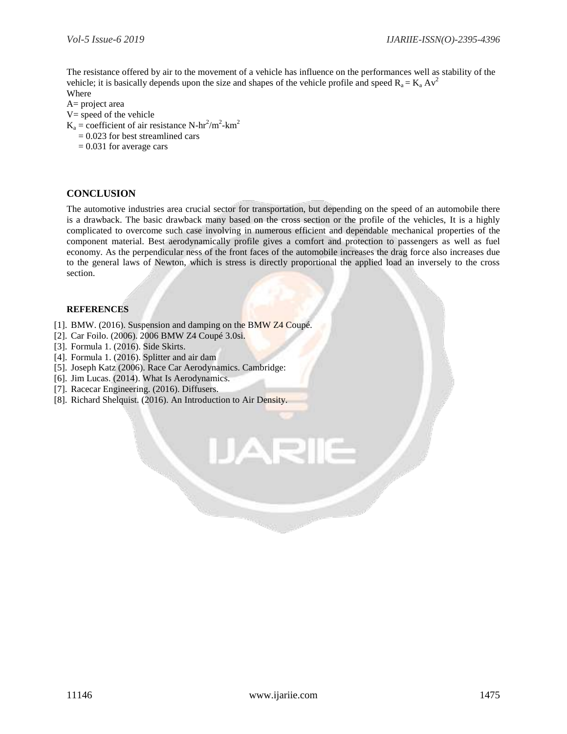The resistance offered by air to the movement of a vehicle has influence on the performances well as stability of the vehicle; it is basically depends upon the size and shapes of the vehicle profile and speed $R_a = K_a Av^2$

Where

A= project area

V= speed of the vehicle

$K_a$ = coefficient of air resistance N-hr$^2$/m$^2$-km$^2$

= 0.023 for best streamlined cars

= 0.031 for average cars

## CONCLUSION

The automotive industries area crucial sector for transportation, but depending on the speed of an automobile there is a drawback. The basic drawback many based on the cross section or the profile of the vehicles, It is a highly complicated to overcome such case involving in numerous efficient and dependable mechanical properties of the component material. Best aerodynamically profile gives a comfort and protection to passengers as well as fuel economy. As the perpendicular ness of the front faces of the automobile increases the drag force also increases due to the general laws of Newton, which is stress is directly proportional the applied load an inversely to the cross section.

## REFERENCES

[1]. BMW. (2016). Suspension and damping on the BMW Z4 Coupé.

[2]. Car Foilo. (2006). 2006 BMW Z4 Coupé 3.0si.

[3]. Formula 1. (2016). Side Skirts.

[4]. Formula 1. (2016). Splitter and air dam

[5]. Joseph Katz (2006). Race Car Aerodynamics. Cambridge:

[6]. Jim Lucas. (2014). What Is Aerodynamics.

[7]. Racecar Engineering. (2016). Diffusers.

[8]. Richard Shelquist. (2016). An Introduction to Air Density.